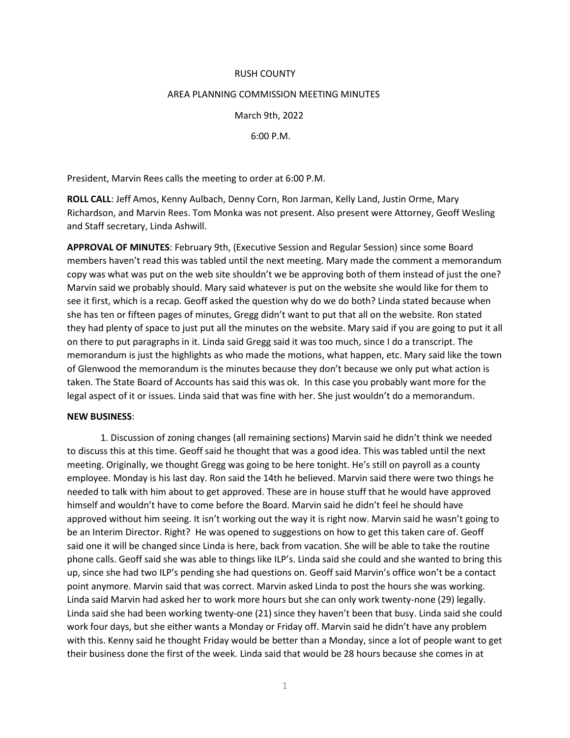RUSH COUNTY

AREA PLANNING COMMISSION MEETING MINUTES

March 9th, 2022

6:00 P.M.

President, Marvin Rees calls the meeting to order at 6:00 P.M.

**ROLL CALL**: Jeff Amos, Kenny Aulbach, Denny Corn, Ron Jarman, Kelly Land, Justin Orme, Mary Richardson, and Marvin Rees. Tom Monka was not present. Also present were Attorney, Geoff Wesling and Staff secretary, Linda Ashwill.

**APPROVAL OF MINUTES**: February 9th, (Executive Session and Regular Session) since some Board members haven't read this was tabled until the next meeting. Mary made the comment a memorandum copy was what was put on the web site shouldn't we be approving both of them instead of just the one? Marvin said we probably should. Mary said whatever is put on the website she would like for them to see it first, which is a recap. Geoff asked the question why do we do both? Linda stated because when she has ten or fifteen pages of minutes, Gregg didn't want to put that all on the website. Ron stated they had plenty of space to just put all the minutes on the website. Mary said if you are going to put it all on there to put paragraphs in it. Linda said Gregg said it was too much, since I do a transcript. The memorandum is just the highlights as who made the motions, what happen, etc. Mary said like the town of Glenwood the memorandum is the minutes because they don't because we only put what action is taken. The State Board of Accounts has said this was ok. In this case you probably want more for the legal aspect of it or issues. Linda said that was fine with her. She just wouldn't do a memorandum.

**NEW BUSINESS**:

1. Discussion of zoning changes (all remaining sections) Marvin said he didn't think we needed to discuss this at this time. Geoff said he thought that was a good idea. This was tabled until the next meeting. Originally, we thought Gregg was going to be here tonight. He's still on payroll as a county employee. Monday is his last day. Ron said the 14th he believed. Marvin said there were two things he needed to talk with him about to get approved. These are in house stuff that he would have approved himself and wouldn't have to come before the Board. Marvin said he didn't feel he should have approved without him seeing. It isn't working out the way it is right now. Marvin said he wasn't going to be an Interim Director. Right? He was opened to suggestions on how to get this taken care of. Geoff said one it will be changed since Linda is here, back from vacation. She will be able to take the routine phone calls. Geoff said she was able to things like ILP's. Linda said she could and she wanted to bring this up, since she had two ILP's pending she had questions on. Geoff said Marvin's office won't be a contact point anymore. Marvin said that was correct. Marvin asked Linda to post the hours she was working. Linda said Marvin had asked her to work more hours but she can only work twenty-none (29) legally. Linda said she had been working twenty-one (21) since they haven't been that busy. Linda said she could work four days, but she either wants a Monday or Friday off. Marvin said he didn't have any problem with this. Kenny said he thought Friday would be better than a Monday, since a lot of people want to get their business done the first of the week. Linda said that would be 28 hours because she comes in at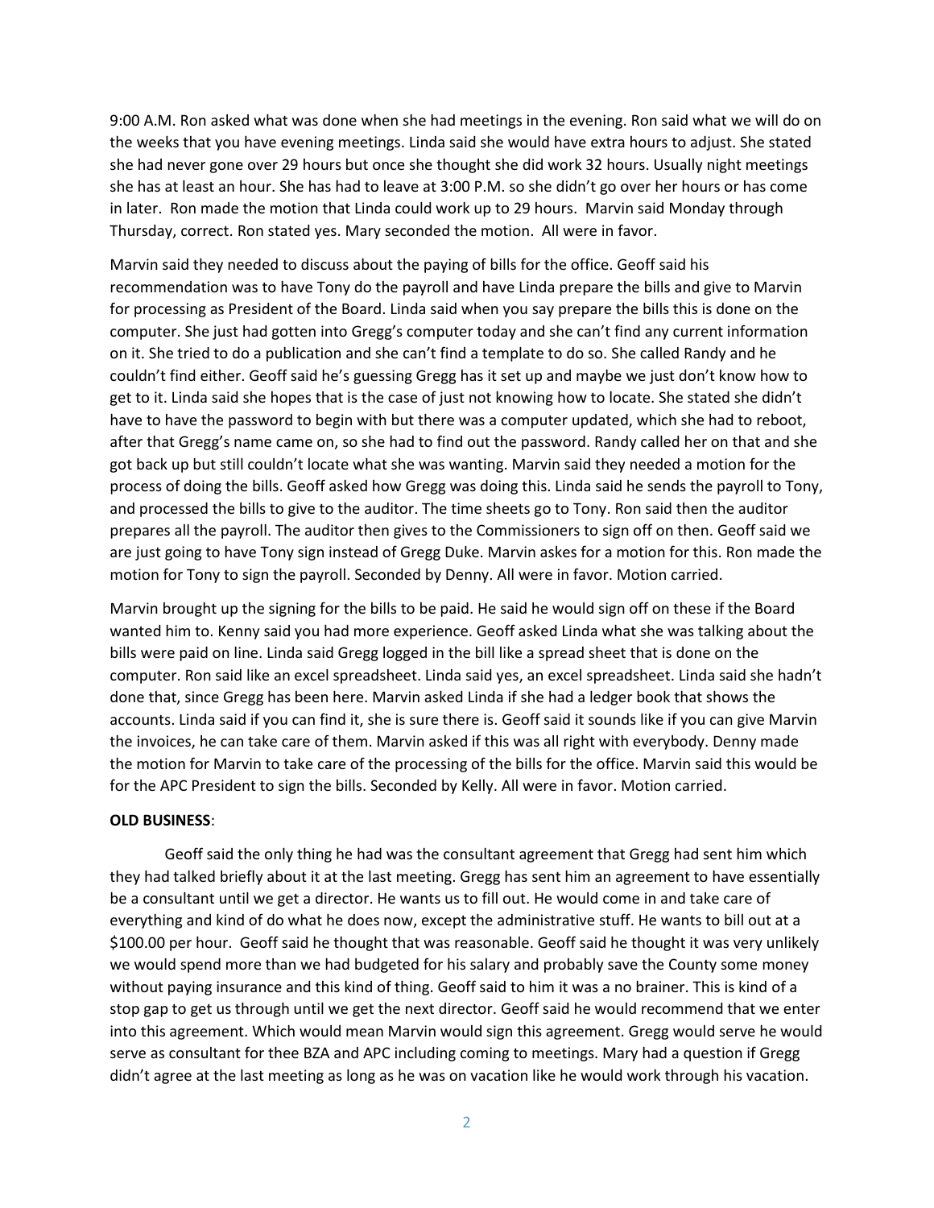9:00 A.M. Ron asked what was done when she had meetings in the evening. Ron said what we will do on the weeks that you have evening meetings. Linda said she would have extra hours to adjust. She stated she had never gone over 29 hours but once she thought she did work 32 hours. Usually night meetings she has at least an hour. She has had to leave at 3:00 P.M. so she didn't go over her hours or has come in later. Ron made the motion that Linda could work up to 29 hours. Marvin said Monday through Thursday, correct. Ron stated yes. Mary seconded the motion. All were in favor.

Marvin said they needed to discuss about the paying of bills for the office. Geoff said his recommendation was to have Tony do the payroll and have Linda prepare the bills and give to Marvin for processing as President of the Board. Linda said when you say prepare the bills this is done on the computer. She just had gotten into Gregg's computer today and she can't find any current information on it. She tried to do a publication and she can't find a template to do so. She called Randy and he couldn't find either. Geoff said he's guessing Gregg has it set up and maybe we just don't know how to get to it. Linda said she hopes that is the case of just not knowing how to locate. She stated she didn't have to have the password to begin with but there was a computer updated, which she had to reboot, after that Gregg's name came on, so she had to find out the password. Randy called her on that and she got back up but still couldn't locate what she was wanting. Marvin said they needed a motion for the process of doing the bills. Geoff asked how Gregg was doing this. Linda said he sends the payroll to Tony, and processed the bills to give to the auditor. The time sheets go to Tony. Ron said then the auditor prepares all the payroll. The auditor then gives to the Commissioners to sign off on then. Geoff said we are just going to have Tony sign instead of Gregg Duke. Marvin askes for a motion for this. Ron made the motion for Tony to sign the payroll. Seconded by Denny. All were in favor. Motion carried.

Marvin brought up the signing for the bills to be paid. He said he would sign off on these if the Board wanted him to. Kenny said you had more experience. Geoff asked Linda what she was talking about the bills were paid on line. Linda said Gregg logged in the bill like a spread sheet that is done on the computer. Ron said like an excel spreadsheet. Linda said yes, an excel spreadsheet. Linda said she hadn't done that, since Gregg has been here. Marvin asked Linda if she had a ledger book that shows the accounts. Linda said if you can find it, she is sure there is. Geoff said it sounds like if you can give Marvin the invoices, he can take care of them. Marvin asked if this was all right with everybody. Denny made the motion for Marvin to take care of the processing of the bills for the office. Marvin said this would be for the APC President to sign the bills. Seconded by Kelly. All were in favor. Motion carried.

**OLD BUSINESS**:

Geoff said the only thing he had was the consultant agreement that Gregg had sent him which they had talked briefly about it at the last meeting. Gregg has sent him an agreement to have essentially be a consultant until we get a director. He wants us to fill out. He would come in and take care of everything and kind of do what he does now, except the administrative stuff. He wants to bill out at a $100.00 per hour. Geoff said he thought that was reasonable. Geoff said he thought it was very unlikely we would spend more than we had budgeted for his salary and probably save the County some money without paying insurance and this kind of thing. Geoff said to him it was a no brainer. This is kind of a stop gap to get us through until we get the next director. Geoff said he would recommend that we enter into this agreement. Which would mean Marvin would sign this agreement. Gregg would serve he would serve as consultant for thee BZA and APC including coming to meetings. Mary had a question if Gregg didn't agree at the last meeting as long as he was on vacation like he would work through his vacation.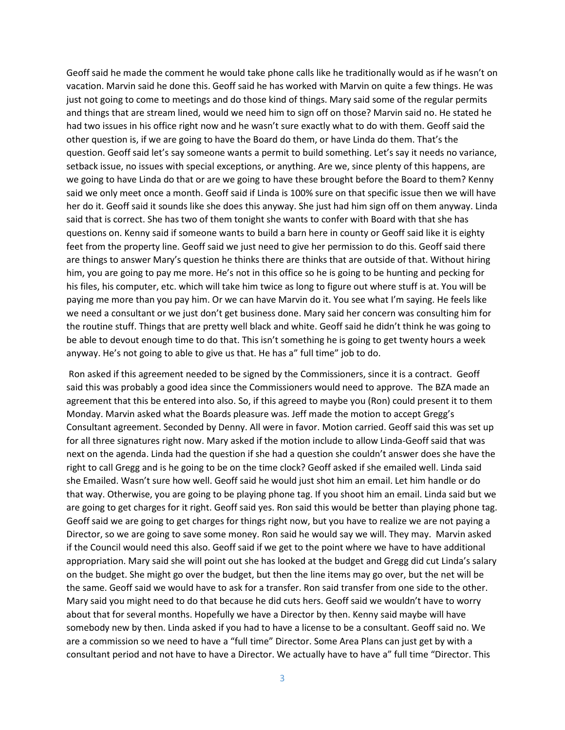Geoff said he made the comment he would take phone calls like he traditionally would as if he wasn't on vacation. Marvin said he done this. Geoff said he has worked with Marvin on quite a few things. He was just not going to come to meetings and do those kind of things. Mary said some of the regular permits and things that are stream lined, would we need him to sign off on those? Marvin said no. He stated he had two issues in his office right now and he wasn't sure exactly what to do with them. Geoff said the other question is, if we are going to have the Board do them, or have Linda do them. That's the question. Geoff said let's say someone wants a permit to build something. Let's say it needs no variance, setback issue, no issues with special exceptions, or anything. Are we, since plenty of this happens, are we going to have Linda do that or are we going to have these brought before the Board to them? Kenny said we only meet once a month. Geoff said if Linda is 100% sure on that specific issue then we will have her do it. Geoff said it sounds like she does this anyway. She just had him sign off on them anyway. Linda said that is correct. She has two of them tonight she wants to confer with Board with that she has questions on. Kenny said if someone wants to build a barn here in county or Geoff said like it is eighty feet from the property line. Geoff said we just need to give her permission to do this. Geoff said there are things to answer Mary's question he thinks there are thinks that are outside of that. Without hiring him, you are going to pay me more. He's not in this office so he is going to be hunting and pecking for his files, his computer, etc. which will take him twice as long to figure out where stuff is at. You will be paying me more than you pay him. Or we can have Marvin do it. You see what I'm saying. He feels like we need a consultant or we just don't get business done. Mary said her concern was consulting him for the routine stuff. Things that are pretty well black and white. Geoff said he didn't think he was going to be able to devout enough time to do that. This isn't something he is going to get twenty hours a week anyway. He's not going to able to give us that. He has a" full time" job to do.

Ron asked if this agreement needed to be signed by the Commissioners, since it is a contract. Geoff said this was probably a good idea since the Commissioners would need to approve. The BZA made an agreement that this be entered into also. So, if this agreed to maybe you (Ron) could present it to them Monday. Marvin asked what the Boards pleasure was. Jeff made the motion to accept Gregg's Consultant agreement. Seconded by Denny. All were in favor. Motion carried. Geoff said this was set up for all three signatures right now. Mary asked if the motion include to allow Linda-Geoff said that was next on the agenda. Linda had the question if she had a question she couldn't answer does she have the right to call Gregg and is he going to be on the time clock? Geoff asked if she emailed well. Linda said she Emailed. Wasn't sure how well. Geoff said he would just shot him an email. Let him handle or do that way. Otherwise, you are going to be playing phone tag. If you shoot him an email. Linda said but we are going to get charges for it right. Geoff said yes. Ron said this would be better than playing phone tag. Geoff said we are going to get charges for things right now, but you have to realize we are not paying a Director, so we are going to save some money. Ron said he would say we will. They may. Marvin asked if the Council would need this also. Geoff said if we get to the point where we have to have additional appropriation. Mary said she will point out she has looked at the budget and Gregg did cut Linda's salary on the budget. She might go over the budget, but then the line items may go over, but the net will be the same. Geoff said we would have to ask for a transfer. Ron said transfer from one side to the other. Mary said you might need to do that because he did cuts hers. Geoff said we wouldn't have to worry about that for several months. Hopefully we have a Director by then. Kenny said maybe will have somebody new by then. Linda asked if you had to have a license to be a consultant. Geoff said no. We are a commission so we need to have a "full time" Director. Some Area Plans can just get by with a consultant period and not have to have a Director. We actually have to have a" full time "Director. This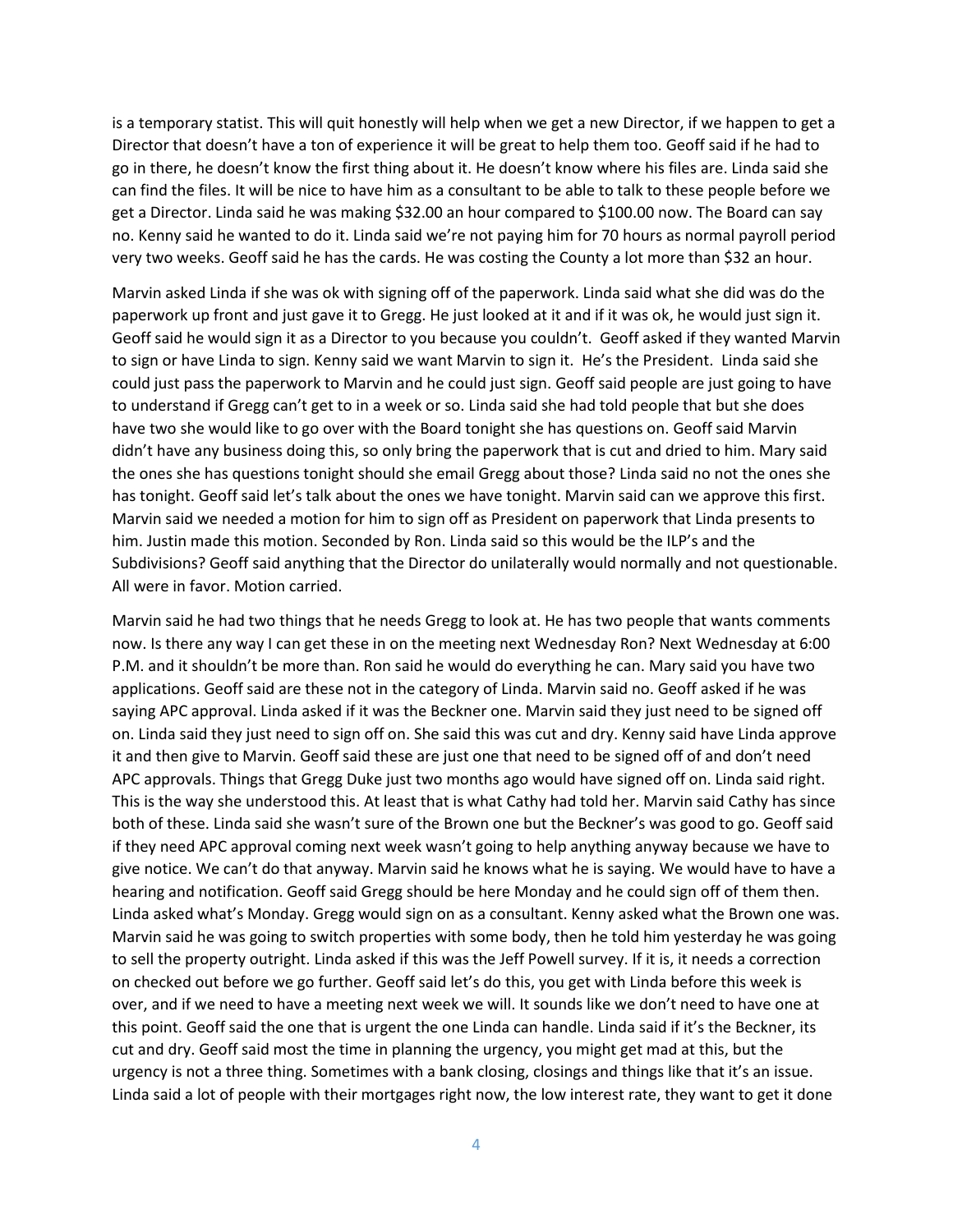is a temporary statist. This will quit honestly will help when we get a new Director, if we happen to get a Director that doesn't have a ton of experience it will be great to help them too. Geoff said if he had to go in there, he doesn't know the first thing about it. He doesn't know where his files are. Linda said she can find the files. It will be nice to have him as a consultant to be able to talk to these people before we get a Director. Linda said he was making $32.00 an hour compared to $100.00 now. The Board can say no. Kenny said he wanted to do it. Linda said we're not paying him for 70 hours as normal payroll period very two weeks. Geoff said he has the cards. He was costing the County a lot more than $32 an hour.

Marvin asked Linda if she was ok with signing off of the paperwork. Linda said what she did was do the paperwork up front and just gave it to Gregg. He just looked at it and if it was ok, he would just sign it. Geoff said he would sign it as a Director to you because you couldn't. Geoff asked if they wanted Marvin to sign or have Linda to sign. Kenny said we want Marvin to sign it. He's the President. Linda said she could just pass the paperwork to Marvin and he could just sign. Geoff said people are just going to have to understand if Gregg can't get to in a week or so. Linda said she had told people that but she does have two she would like to go over with the Board tonight she has questions on. Geoff said Marvin didn't have any business doing this, so only bring the paperwork that is cut and dried to him. Mary said the ones she has questions tonight should she email Gregg about those? Linda said no not the ones she has tonight. Geoff said let's talk about the ones we have tonight. Marvin said can we approve this first. Marvin said we needed a motion for him to sign off as President on paperwork that Linda presents to him. Justin made this motion. Seconded by Ron. Linda said so this would be the ILP's and the Subdivisions? Geoff said anything that the Director do unilaterally would normally and not questionable. All were in favor. Motion carried.

Marvin said he had two things that he needs Gregg to look at. He has two people that wants comments now. Is there any way I can get these in on the meeting next Wednesday Ron? Next Wednesday at 6:00 P.M. and it shouldn't be more than. Ron said he would do everything he can. Mary said you have two applications. Geoff said are these not in the category of Linda. Marvin said no. Geoff asked if he was saying APC approval. Linda asked if it was the Beckner one. Marvin said they just need to be signed off on. Linda said they just need to sign off on. She said this was cut and dry. Kenny said have Linda approve it and then give to Marvin. Geoff said these are just one that need to be signed off of and don't need APC approvals. Things that Gregg Duke just two months ago would have signed off on. Linda said right. This is the way she understood this. At least that is what Cathy had told her. Marvin said Cathy has since both of these. Linda said she wasn't sure of the Brown one but the Beckner's was good to go. Geoff said if they need APC approval coming next week wasn't going to help anything anyway because we have to give notice. We can't do that anyway. Marvin said he knows what he is saying. We would have to have a hearing and notification. Geoff said Gregg should be here Monday and he could sign off of them then. Linda asked what's Monday. Gregg would sign on as a consultant. Kenny asked what the Brown one was. Marvin said he was going to switch properties with some body, then he told him yesterday he was going to sell the property outright. Linda asked if this was the Jeff Powell survey. If it is, it needs a correction on checked out before we go further. Geoff said let's do this, you get with Linda before this week is over, and if we need to have a meeting next week we will. It sounds like we don't need to have one at this point. Geoff said the one that is urgent the one Linda can handle. Linda said if it's the Beckner, its cut and dry. Geoff said most the time in planning the urgency, you might get mad at this, but the urgency is not a three thing. Sometimes with a bank closing, closings and things like that it's an issue. Linda said a lot of people with their mortgages right now, the low interest rate, they want to get it done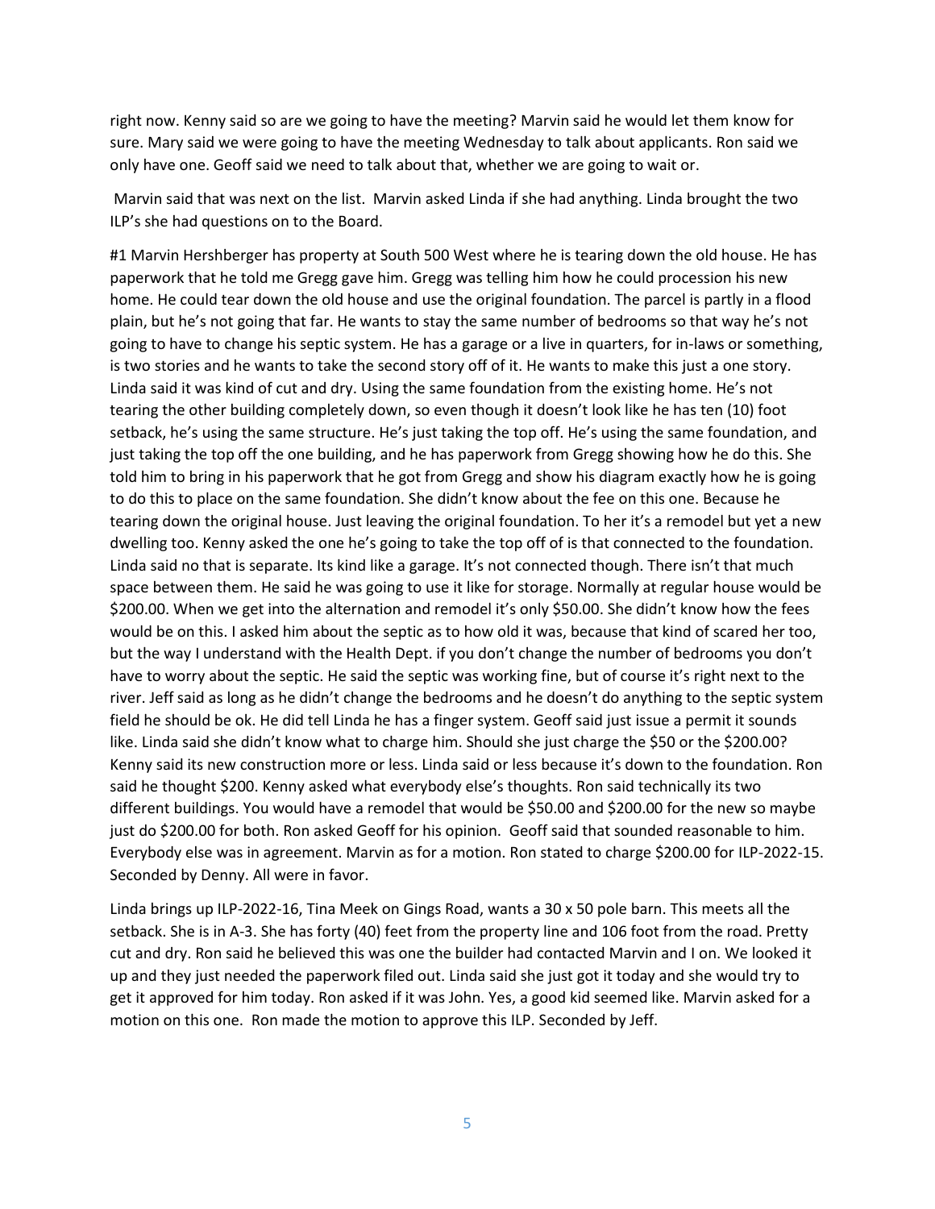right now. Kenny said so are we going to have the meeting? Marvin said he would let them know for sure. Mary said we were going to have the meeting Wednesday to talk about applicants. Ron said we only have one. Geoff said we need to talk about that, whether we are going to wait or.

Marvin said that was next on the list. Marvin asked Linda if she had anything. Linda brought the two ILP's she had questions on to the Board.

#1 Marvin Hershberger has property at South 500 West where he is tearing down the old house. He has paperwork that he told me Gregg gave him. Gregg was telling him how he could procession his new home. He could tear down the old house and use the original foundation. The parcel is partly in a flood plain, but he's not going that far. He wants to stay the same number of bedrooms so that way he's not going to have to change his septic system. He has a garage or a live in quarters, for in-laws or something, is two stories and he wants to take the second story off of it. He wants to make this just a one story. Linda said it was kind of cut and dry. Using the same foundation from the existing home. He's not tearing the other building completely down, so even though it doesn't look like he has ten (10) foot setback, he's using the same structure. He's just taking the top off. He's using the same foundation, and just taking the top off the one building, and he has paperwork from Gregg showing how he do this. She told him to bring in his paperwork that he got from Gregg and show his diagram exactly how he is going to do this to place on the same foundation. She didn't know about the fee on this one. Because he tearing down the original house. Just leaving the original foundation. To her it's a remodel but yet a new dwelling too. Kenny asked the one he's going to take the top off of is that connected to the foundation. Linda said no that is separate. Its kind like a garage. It's not connected though. There isn't that much space between them. He said he was going to use it like for storage. Normally at regular house would be $200.00. When we get into the alternation and remodel it's only $50.00. She didn't know how the fees would be on this. I asked him about the septic as to how old it was, because that kind of scared her too, but the way I understand with the Health Dept. if you don't change the number of bedrooms you don't have to worry about the septic. He said the septic was working fine, but of course it's right next to the river. Jeff said as long as he didn't change the bedrooms and he doesn't do anything to the septic system field he should be ok. He did tell Linda he has a finger system. Geoff said just issue a permit it sounds like. Linda said she didn't know what to charge him. Should she just charge the $50 or the $200.00? Kenny said its new construction more or less. Linda said or less because it's down to the foundation. Ron said he thought $200. Kenny asked what everybody else's thoughts. Ron said technically its two different buildings. You would have a remodel that would be $50.00 and $200.00 for the new so maybe just do $200.00 for both. Ron asked Geoff for his opinion. Geoff said that sounded reasonable to him. Everybody else was in agreement. Marvin as for a motion. Ron stated to charge $200.00 for ILP-2022-15. Seconded by Denny. All were in favor.

Linda brings up ILP-2022-16, Tina Meek on Gings Road, wants a 30 x 50 pole barn. This meets all the setback. She is in A-3. She has forty (40) feet from the property line and 106 foot from the road. Pretty cut and dry. Ron said he believed this was one the builder had contacted Marvin and I on. We looked it up and they just needed the paperwork filed out. Linda said she just got it today and she would try to get it approved for him today. Ron asked if it was John. Yes, a good kid seemed like. Marvin asked for a motion on this one. Ron made the motion to approve this ILP. Seconded by Jeff.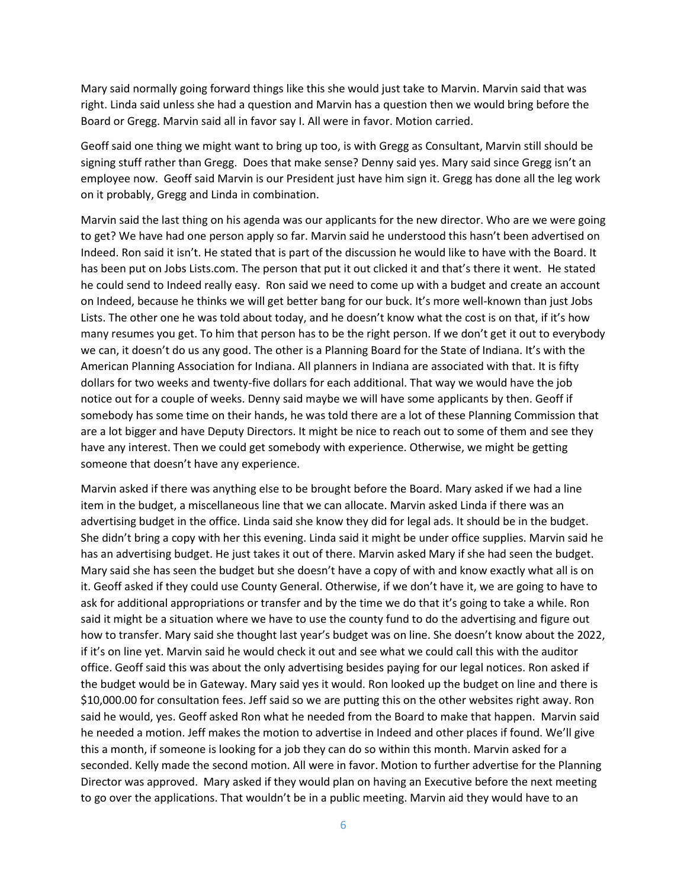Mary said normally going forward things like this she would just take to Marvin. Marvin said that was right. Linda said unless she had a question and Marvin has a question then we would bring before the Board or Gregg. Marvin said all in favor say I. All were in favor. Motion carried.

Geoff said one thing we might want to bring up too, is with Gregg as Consultant, Marvin still should be signing stuff rather than Gregg. Does that make sense? Denny said yes. Mary said since Gregg isn't an employee now. Geoff said Marvin is our President just have him sign it. Gregg has done all the leg work on it probably, Gregg and Linda in combination.

Marvin said the last thing on his agenda was our applicants for the new director. Who are we were going to get? We have had one person apply so far. Marvin said he understood this hasn't been advertised on Indeed. Ron said it isn't. He stated that is part of the discussion he would like to have with the Board. It has been put on Jobs Lists.com. The person that put it out clicked it and that's there it went. He stated he could send to Indeed really easy. Ron said we need to come up with a budget and create an account on Indeed, because he thinks we will get better bang for our buck. It's more well-known than just Jobs Lists. The other one he was told about today, and he doesn't know what the cost is on that, if it's how many resumes you get. To him that person has to be the right person. If we don't get it out to everybody we can, it doesn't do us any good. The other is a Planning Board for the State of Indiana. It's with the American Planning Association for Indiana. All planners in Indiana are associated with that. It is fifty dollars for two weeks and twenty-five dollars for each additional. That way we would have the job notice out for a couple of weeks. Denny said maybe we will have some applicants by then. Geoff if somebody has some time on their hands, he was told there are a lot of these Planning Commission that are a lot bigger and have Deputy Directors. It might be nice to reach out to some of them and see they have any interest. Then we could get somebody with experience. Otherwise, we might be getting someone that doesn't have any experience.

Marvin asked if there was anything else to be brought before the Board. Mary asked if we had a line item in the budget, a miscellaneous line that we can allocate. Marvin asked Linda if there was an advertising budget in the office. Linda said she know they did for legal ads. It should be in the budget. She didn't bring a copy with her this evening. Linda said it might be under office supplies. Marvin said he has an advertising budget. He just takes it out of there. Marvin asked Mary if she had seen the budget. Mary said she has seen the budget but she doesn't have a copy of with and know exactly what all is on it. Geoff asked if they could use County General. Otherwise, if we don't have it, we are going to have to ask for additional appropriations or transfer and by the time we do that it's going to take a while. Ron said it might be a situation where we have to use the county fund to do the advertising and figure out how to transfer. Mary said she thought last year's budget was on line. She doesn't know about the 2022, if it's on line yet. Marvin said he would check it out and see what we could call this with the auditor office. Geoff said this was about the only advertising besides paying for our legal notices. Ron asked if the budget would be in Gateway. Mary said yes it would. Ron looked up the budget on line and there is $10,000.00 for consultation fees. Jeff said so we are putting this on the other websites right away. Ron said he would, yes. Geoff asked Ron what he needed from the Board to make that happen. Marvin said he needed a motion. Jeff makes the motion to advertise in Indeed and other places if found. We'll give this a month, if someone is looking for a job they can do so within this month. Marvin asked for a seconded. Kelly made the second motion. All were in favor. Motion to further advertise for the Planning Director was approved. Mary asked if they would plan on having an Executive before the next meeting to go over the applications. That wouldn't be in a public meeting. Marvin aid they would have to an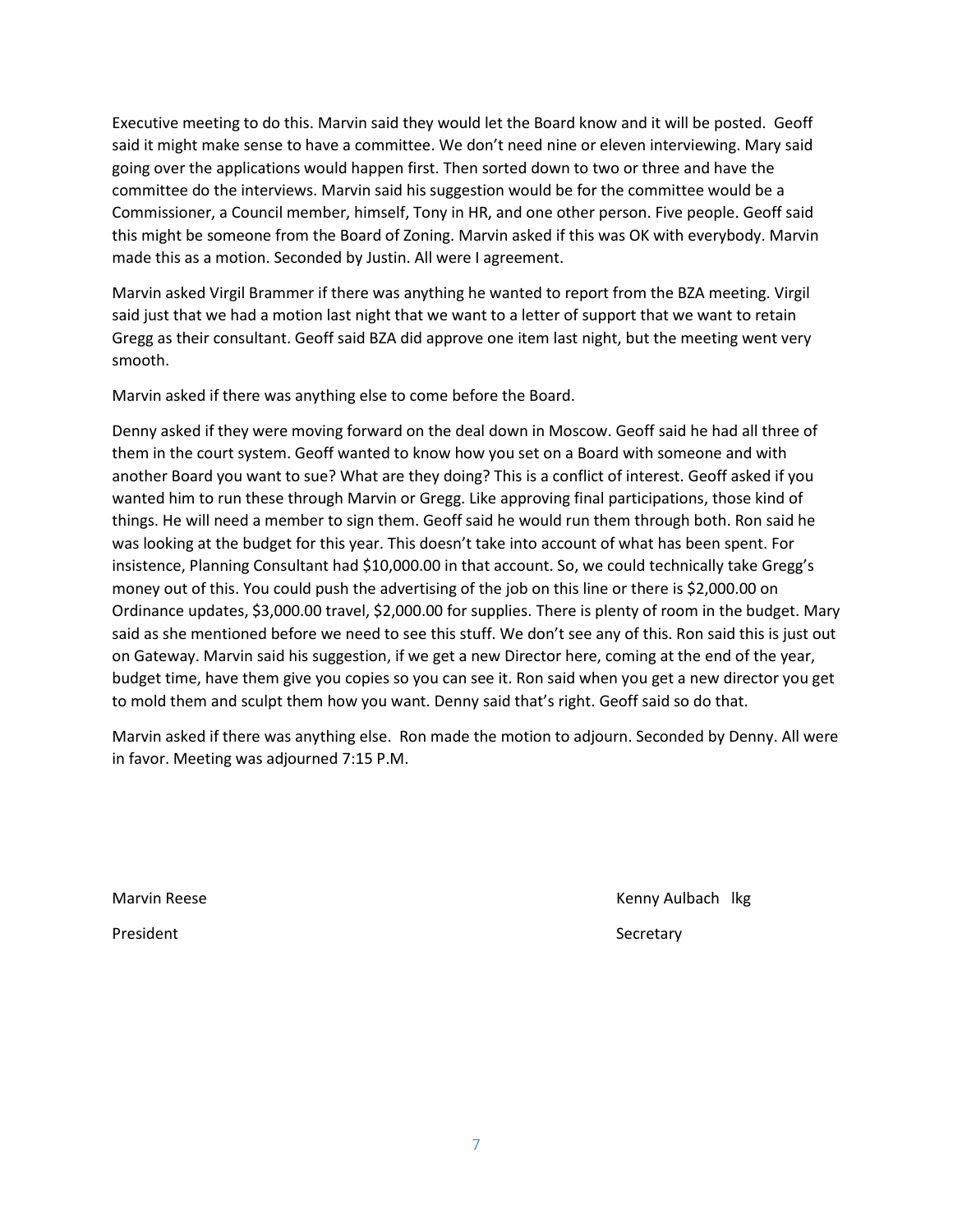Executive meeting to do this. Marvin said they would let the Board know and it will be posted. Geoff said it might make sense to have a committee. We don't need nine or eleven interviewing. Mary said going over the applications would happen first. Then sorted down to two or three and have the committee do the interviews. Marvin said his suggestion would be for the committee would be a Commissioner, a Council member, himself, Tony in HR, and one other person. Five people. Geoff said this might be someone from the Board of Zoning. Marvin asked if this was OK with everybody. Marvin made this as a motion. Seconded by Justin. All were I agreement.

Marvin asked Virgil Brammer if there was anything he wanted to report from the BZA meeting. Virgil said just that we had a motion last night that we want to a letter of support that we want to retain Gregg as their consultant. Geoff said BZA did approve one item last night, but the meeting went very smooth.

Marvin asked if there was anything else to come before the Board.

Denny asked if they were moving forward on the deal down in Moscow. Geoff said he had all three of them in the court system. Geoff wanted to know how you set on a Board with someone and with another Board you want to sue? What are they doing? This is a conflict of interest. Geoff asked if you wanted him to run these through Marvin or Gregg. Like approving final participations, those kind of things. He will need a member to sign them. Geoff said he would run them through both. Ron said he was looking at the budget for this year. This doesn't take into account of what has been spent. For insistence, Planning Consultant had $10,000.00 in that account. So, we could technically take Gregg's money out of this. You could push the advertising of the job on this line or there is $2,000.00 on Ordinance updates, $3,000.00 travel, $2,000.00 for supplies. There is plenty of room in the budget. Mary said as she mentioned before we need to see this stuff. We don't see any of this. Ron said this is just out on Gateway. Marvin said his suggestion, if we get a new Director here, coming at the end of the year, budget time, have them give you copies so you can see it. Ron said when you get a new director you get to mold them and sculpt them how you want. Denny said that's right. Geoff said so do that.

Marvin asked if there was anything else. Ron made the motion to adjourn. Seconded by Denny. All were in favor. Meeting was adjourned 7:15 P.M.

Marvin Reese — President

Kenny Aulbach lkg — Secretary